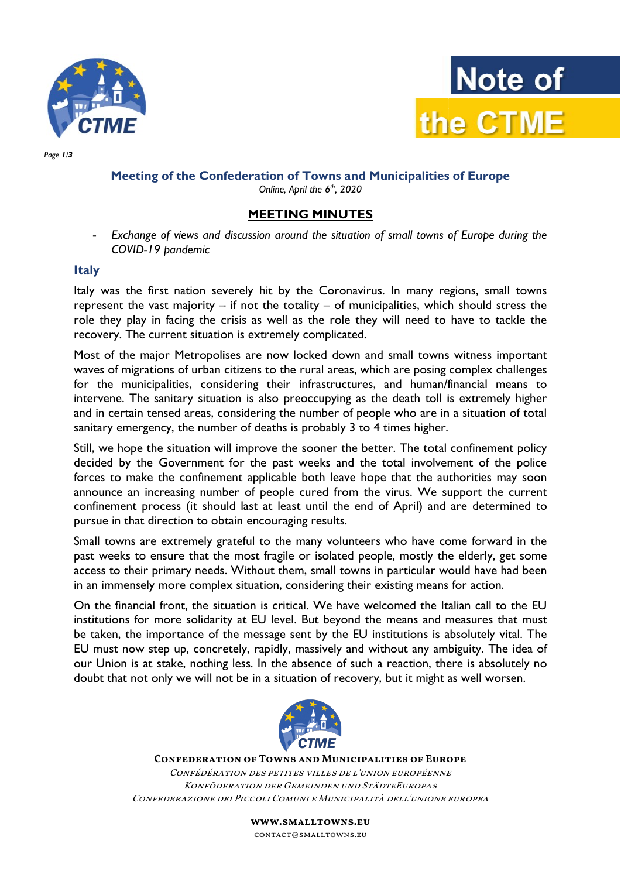# Note of the CTME

## Meeting of the Confederation of Towns and Municipalities of Europe

*Online, April the 6th, 2020*

## MEETING MINUTES

- *Exchange of views and discussion around the situation of small towns of Europe during the COVID-19 pandemic*

### Italy

Italy was the first nation severely hit by the Coronavirus. In many regions, small towns represent the vast majority – if not the totality – of municipalities, which should stress the role they play in facing the crisis as well as the role they will need to have to tackle the recovery. The current situation is extremely complicated.

Most of the major Metropolises are now locked down and small towns witness important waves of migrations of urban citizens to the rural areas, which are posing complex challenges for the municipalities, considering their infrastructures, and human/financial means to intervene. The sanitary situation is also preoccupying as the death toll is extremely higher and in certain tensed areas, considering the number of people who are in a situation of total sanitary emergency, the number of deaths is probably 3 to 4 times higher.

Still, we hope the situation will improve the sooner the better. The total confinement policy decided by the Government for the past weeks and the total involvement of the police forces to make the confinement applicable both leave hope that the authorities may soon announce an increasing number of people cured from the virus. We support the current confinement process (it should last at least until the end of April) and are determined to pursue in that direction to obtain encouraging results.

Small towns are extremely grateful to the many volunteers who have come forward in the past weeks to ensure that the most fragile or isolated people, mostly the elderly, get some access to their primary needs. Without them, small towns in particular would have had been in an immensely more complex situation, considering their existing means for action.

On the financial front, the situation is critical. We have welcomed the Italian call to the EU institutions for more solidarity at EU level. But beyond the means and measures that must be taken, the importance of the message sent by the EU institutions is absolutely vital. The EU must now step up, concretely, rapidly, massively and without any ambiguity. The idea of our Union is at stake, nothing less. In the absence of such a reaction, there is absolutely no doubt that not only we will not be in a situation of recovery, but it might as well worsen.

**Confederation of Towns and Municipalities of Europe**

*Confédération des petites villes de l'Union Européenne*

*Konföderation der Gemeinden und StädteEuropas*

*Confederazione dei Piccoli Comuni e Municipalità dell'Unione Europea*

**www.smalltowns.eu**

contact@smalltowns.eu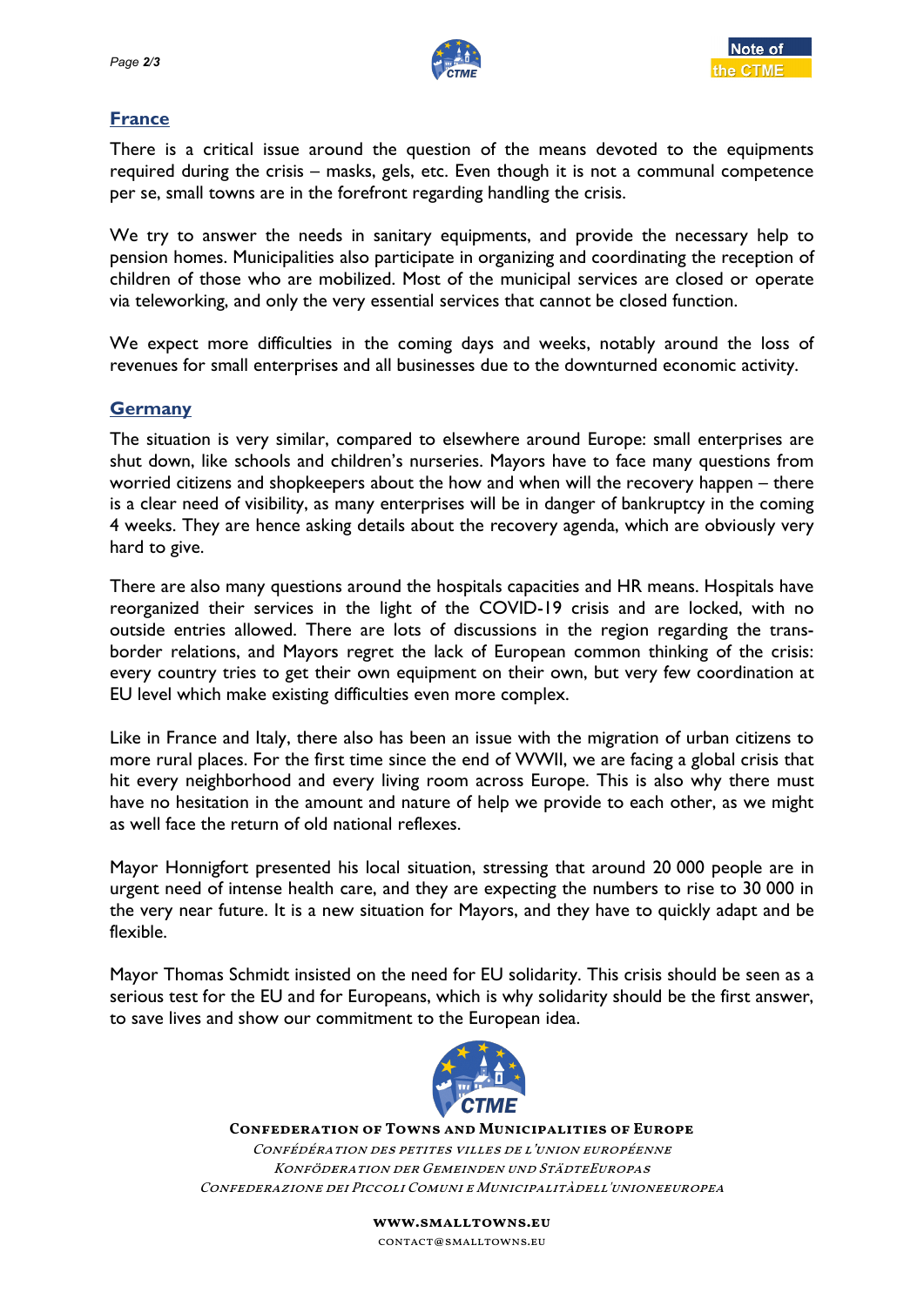## France

There is a critical issue around the question of the means devoted to the equipments required during the crisis – masks, gels, etc. Even though it is not a communal competence per se, small towns are in the forefront regarding handling the crisis.

We try to answer the needs in sanitary equipments, and provide the necessary help to pension homes. Municipalities also participate in organizing and coordinating the reception of children of those who are mobilized. Most of the municipal services are closed or operate via teleworking, and only the very essential services that cannot be closed function.

We expect more difficulties in the coming days and weeks, notably around the loss of revenues for small enterprises and all businesses due to the downturned economic activity.

## Germany

The situation is very similar, compared to elsewhere around Europe: small enterprises are shut down, like schools and children's nurseries. Mayors have to face many questions from worried citizens and shopkeepers about the how and when will the recovery happen – there is a clear need of visibility, as many enterprises will be in danger of bankruptcy in the coming 4 weeks. They are hence asking details about the recovery agenda, which are obviously very hard to give.

There are also many questions around the hospitals capacities and HR means. Hospitals have reorganized their services in the light of the COVID-19 crisis and are locked, with no outside entries allowed. There are lots of discussions in the region regarding the trans-border relations, and Mayors regret the lack of European common thinking of the crisis: every country tries to get their own equipment on their own, but very few coordination at EU level which make existing difficulties even more complex.

Like in France and Italy, there also has been an issue with the migration of urban citizens to more rural places. For the first time since the end of WWII, we are facing a global crisis that hit every neighborhood and every living room across Europe. This is also why there must have no hesitation in the amount and nature of help we provide to each other, as we might as well face the return of old national reflexes.

Mayor Honnigfort presented his local situation, stressing that around 20 000 people are in urgent need of intense health care, and they are expecting the numbers to rise to 30 000 in the very near future. It is a new situation for Mayors, and they have to quickly adapt and be flexible.

Mayor Thomas Schmidt insisted on the need for EU solidarity. This crisis should be seen as a serious test for the EU and for Europeans, which is why solidarity should be the first answer, to save lives and show our commitment to the European idea.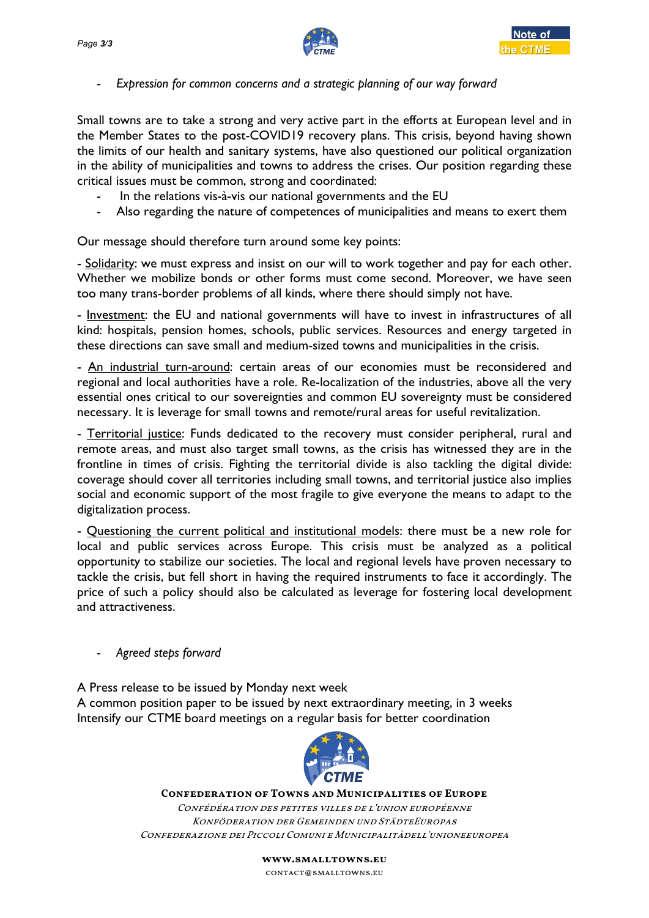- *Expression for common concerns and a strategic planning of our way forward*

Small towns are to take a strong and very active part in the efforts at European level and in the Member States to the post-COVID19 recovery plans. This crisis, beyond having shown the limits of our health and sanitary systems, have also questioned our political organization in the ability of municipalities and towns to address the crises. Our position regarding these critical issues must be common, strong and coordinated:

- In the relations vis-à-vis our national governments and the EU
- Also regarding the nature of competences of municipalities and means to exert them

Our message should therefore turn around some key points:

- Solidarity: we must express and insist on our will to work together and pay for each other. Whether we mobilize bonds or other forms must come second. Moreover, we have seen too many trans-border problems of all kinds, where there should simply not have.

- Investment: the EU and national governments will have to invest in infrastructures of all kind: hospitals, pension homes, schools, public services. Resources and energy targeted in these directions can save small and medium-sized towns and municipalities in the crisis.

- An industrial turn-around: certain areas of our economies must be reconsidered and regional and local authorities have a role. Re-localization of the industries, above all the very essential ones critical to our sovereignties and common EU sovereignty must be considered necessary. It is leverage for small towns and remote/rural areas for useful revitalization.

- Territorial justice: Funds dedicated to the recovery must consider peripheral, rural and remote areas, and must also target small towns, as the crisis has witnessed they are in the frontline in times of crisis. Fighting the territorial divide is also tackling the digital divide: coverage should cover all territories including small towns, and territorial justice also implies social and economic support of the most fragile to give everyone the means to adapt to the digitalization process.

- Questioning the current political and institutional models: there must be a new role for local and public services across Europe. This crisis must be analyzed as a political opportunity to stabilize our societies. The local and regional levels have proven necessary to tackle the crisis, but fell short in having the required instruments to face it accordingly. The price of such a policy should also be calculated as leverage for fostering local development and attractiveness.

- *Agreed steps forward*

A Press release to be issued by Monday next week
A common position paper to be issued by next extraordinary meeting, in 3 weeks
Intensify our CTME board meetings on a regular basis for better coordination

**Confederation of Towns and Municipalities of Europe**
*Confédération des petites villes de l'Union européenne*
*Konföderation der Gemeinden und StädteEuropas*
*Confederazione dei Piccoli Comuni e Municipalitàdell'unioneeuropea*

**www.smalltowns.eu**
contact@smalltowns.eu